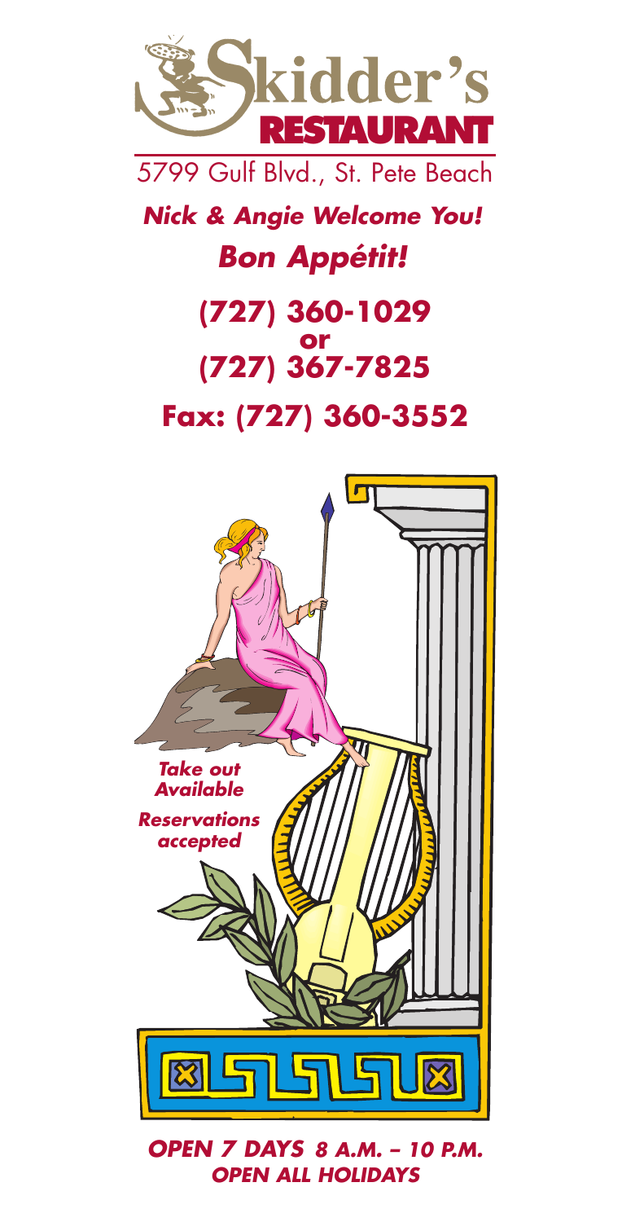# Skidder's RESTAURANT

5799 Gulf Blvd., St. Pete Beach

***Nick & Angie Welcome You!***

***Bon Appétit!***

**(727) 360-1029**
**or**
**(727) 367-7825**

**Fax: (727) 360-3552**

***Take out Available***

***Reservations accepted***

***OPEN 7 DAYS 8 A.M. – 10 P.M.***
***OPEN ALL HOLIDAYS***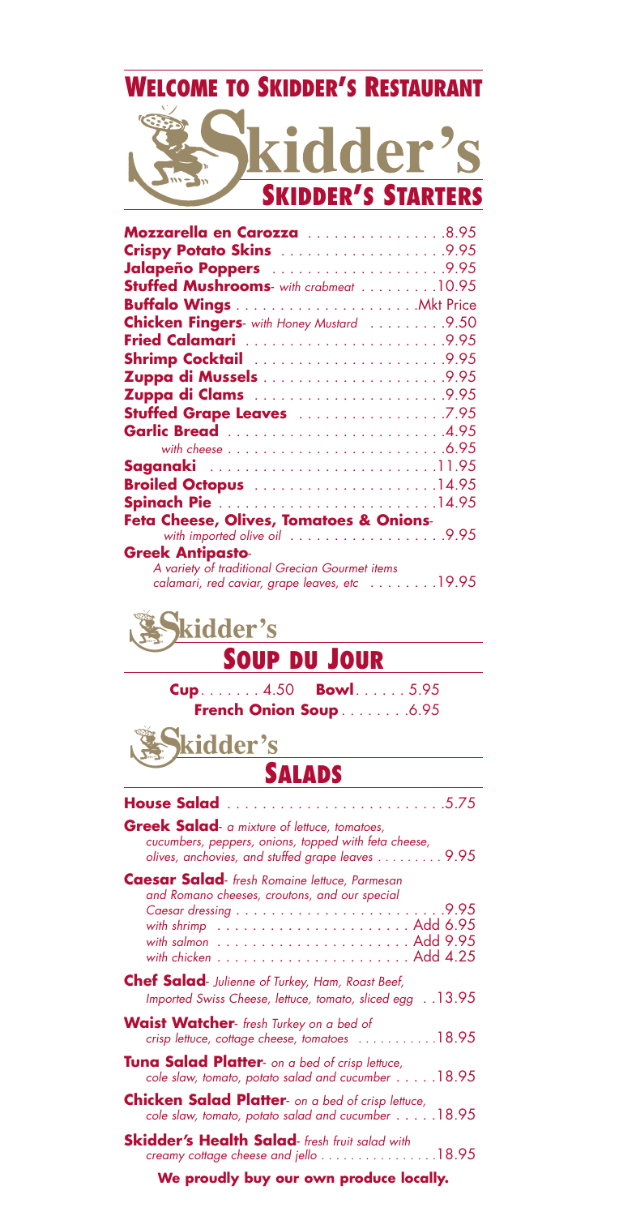# Welcome to Skidder's Restaurant

Skidder's

## Skidder's Starters

**Mozzarella en Carozza** . . . . . . . . . . . . . . . 8.95
**Crispy Potato Skins** . . . . . . . . . . . . . . . . . 9.95
**Jalapeño Poppers** . . . . . . . . . . . . . . . . . . 9.95
**Stuffed Mushrooms**- *with crabmeat* . . . . . . . . 10.95
**Buffalo Wings** . . . . . . . . . . . . . . . . . . . Mkt Price
**Chicken Fingers**- *with Honey Mustard* . . . . . . . . 9.50
**Fried Calamari** . . . . . . . . . . . . . . . . . . . . 9.95
**Shrimp Cocktail** . . . . . . . . . . . . . . . . . . . 9.95
**Zuppa di Mussels** . . . . . . . . . . . . . . . . . . 9.95
**Zuppa di Clams** . . . . . . . . . . . . . . . . . . . 9.95
**Stuffed Grape Leaves** . . . . . . . . . . . . . . . . 7.95
**Garlic Bread** . . . . . . . . . . . . . . . . . . . . . 4.95
*with cheese* . . . . . . . . . . . . . . . . . . . . . . 6.95
**Saganaki** . . . . . . . . . . . . . . . . . . . . . . . 11.95
**Broiled Octopus** . . . . . . . . . . . . . . . . . . . 14.95
**Spinach Pie** . . . . . . . . . . . . . . . . . . . . . . 14.95
**Feta Cheese, Olives, Tomatoes & Onions**-
*with imported olive oil* . . . . . . . . . . . . . . . . 9.95
**Greek Antipasto**-
*A variety of traditional Grecian Gourmet items calamari, red caviar, grape leaves, etc* . . . . . . . . 19.95

Skidder's

## Soup du Jour

**Cup** . . . . . . . 4.50 **Bowl** . . . . . . 5.95
**French Onion Soup** . . . . . . . 6.95

Skidder's

## Salads

**House Salad** . . . . . . . . . . . . . . . . . . . . . . . 5.75

**Greek Salad**- *a mixture of lettuce, tomatoes, cucumbers, peppers, onions, topped with feta cheese, olives, anchovies, and stuffed grape leaves* . . . . . . . . . 9.95

**Caesar Salad**- *fresh Romaine lettuce, Parmesan and Romano cheeses, croutons, and our special Caesar dressing* . . . . . . . . . . . . . . . . . . . . . . 9.95
*with shrimp* . . . . . . . . . . . . . . . . . . . . . Add 6.95
*with salmon* . . . . . . . . . . . . . . . . . . . . . Add 9.95
*with chicken* . . . . . . . . . . . . . . . . . . . . . Add 4.25

**Chef Salad**- *Julienne of Turkey, Ham, Roast Beef, Imported Swiss Cheese, lettuce, tomato, sliced egg* . . 13.95

**Waist Watcher**- *fresh Turkey on a bed of crisp lettuce, cottage cheese, tomatoes* . . . . . . . . . . 18.95

**Tuna Salad Platter**- *on a bed of crisp lettuce, cole slaw, tomato, potato salad and cucumber* . . . . . 18.95

**Chicken Salad Platter**- *on a bed of crisp lettuce, cole slaw, tomato, potato salad and cucumber* . . . . . 18.95

**Skidder's Health Salad**- *fresh fruit salad with creamy cottage cheese and jello* . . . . . . . . . . . . . . . 18.95

**We proudly buy our own produce locally.**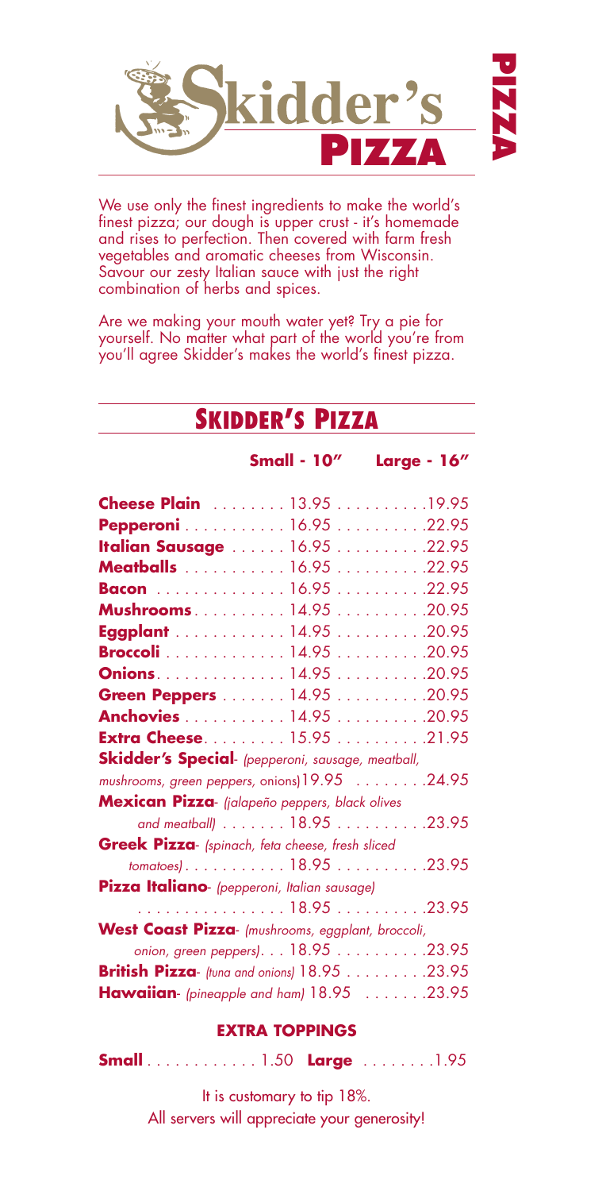# Skidder's Pizza

PIZZA

We use only the finest ingredients to make the world's finest pizza; our dough is upper crust - it's homemade and rises to perfection. Then covered with farm fresh vegetables and aromatic cheeses from Wisconsin. Savour our zesty Italian sauce with just the right combination of herbs and spices.

Are we making your mouth water yet? Try a pie for yourself. No matter what part of the world you're from you'll agree Skidder's makes the world's finest pizza.

## SKIDDER'S PIZZA

| | Small - 10" | Large - 16" |
|---|---|---|
| **Cheese Plain** | 13.95 | 19.95 |
| **Pepperoni** | 16.95 | 22.95 |
| **Italian Sausage** | 16.95 | 22.95 |
| **Meatballs** | 16.95 | 22.95 |
| **Bacon** | 16.95 | 22.95 |
| **Mushrooms** | 14.95 | 20.95 |
| **Eggplant** | 14.95 | 20.95 |
| **Broccoli** | 14.95 | 20.95 |
| **Onions** | 14.95 | 20.95 |
| **Green Peppers** | 14.95 | 20.95 |
| **Anchovies** | 14.95 | 20.95 |
| **Extra Cheese** | 15.95 | 21.95 |
| **Skidder's Special**- *(pepperoni, sausage, meatball, mushrooms, green peppers, onions)* | 19.95 | 24.95 |
| **Mexican Pizza**- *(jalapeño peppers, black olives and meatball)* | 18.95 | 23.95 |
| **Greek Pizza**- *(spinach, feta cheese, fresh sliced tomatoes)* | 18.95 | 23.95 |
| **Pizza Italiano**- *(pepperoni, Italian sausage)* | 18.95 | 23.95 |
| **West Coast Pizza**- *(mushrooms, eggplant, broccoli, onion, green peppers)* | 18.95 | 23.95 |
| **British Pizza**- *(tuna and onions)* | 18.95 | 23.95 |
| **Hawaiian**- *(pineapple and ham)* | 18.95 | 23.95 |

### EXTRA TOPPINGS

**Small** . . . . . . . . . . . . 1.50 **Large** . . . . . . . . 1.95

It is customary to tip 18%.
All servers will appreciate your generosity!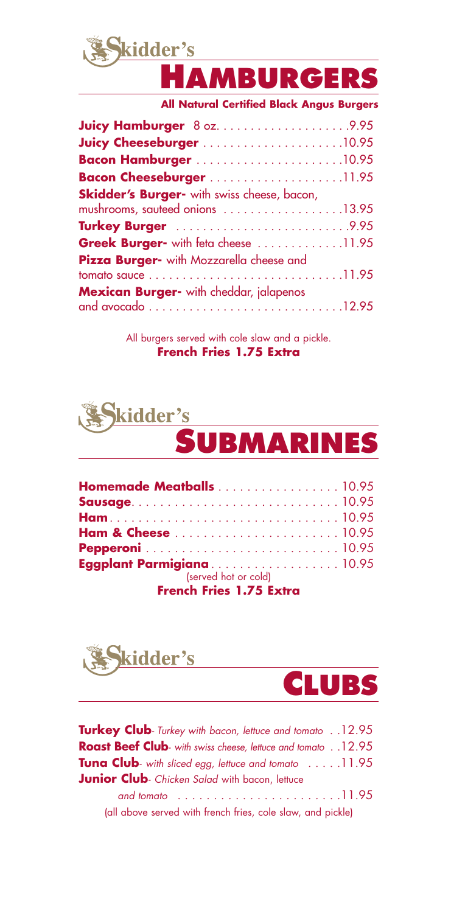Skidder's

# HAMBURGERS

**All Natural Certified Black Angus Burgers**

| | |
|---|---|
| **Juicy Hamburger** 8 oz. | 9.95 |
| **Juicy Cheeseburger** | 10.95 |
| **Bacon Hamburger** | 10.95 |
| **Bacon Cheeseburger** | 11.95 |
| **Skidder's Burger-** with swiss cheese, bacon, mushrooms, sauteed onions | 13.95 |
| **Turkey Burger** | 9.95 |
| **Greek Burger-** with feta cheese | 11.95 |
| **Pizza Burger-** with Mozzarella cheese and tomato sauce | 11.95 |
| **Mexican Burger-** with cheddar, jalapenos and avocado | 12.95 |

All burgers served with cole slaw and a pickle.

**French Fries 1.75 Extra**

Skidder's

# SUBMARINES

| | |
|---|---|
| **Homemade Meatballs** | 10.95 |
| **Sausage** | 10.95 |
| **Ham** | 10.95 |
| **Ham & Cheese** | 10.95 |
| **Pepperoni** | 10.95 |
| **Eggplant Parmigiana** | 10.95 |

(served hot or cold)

**French Fries 1.75 Extra**

Skidder's

# CLUBS

| | |
|---|---|
| **Turkey Club**- *Turkey with bacon, lettuce and tomato* | 12.95 |
| **Roast Beef Club**- *with swiss cheese, lettuce and tomato* | 12.95 |
| **Tuna Club**- *with sliced egg, lettuce and tomato* | 11.95 |
| **Junior Club**- *Chicken Salad* with bacon, lettuce *and tomato* | 11.95 |

(all above served with french fries, cole slaw, and pickle)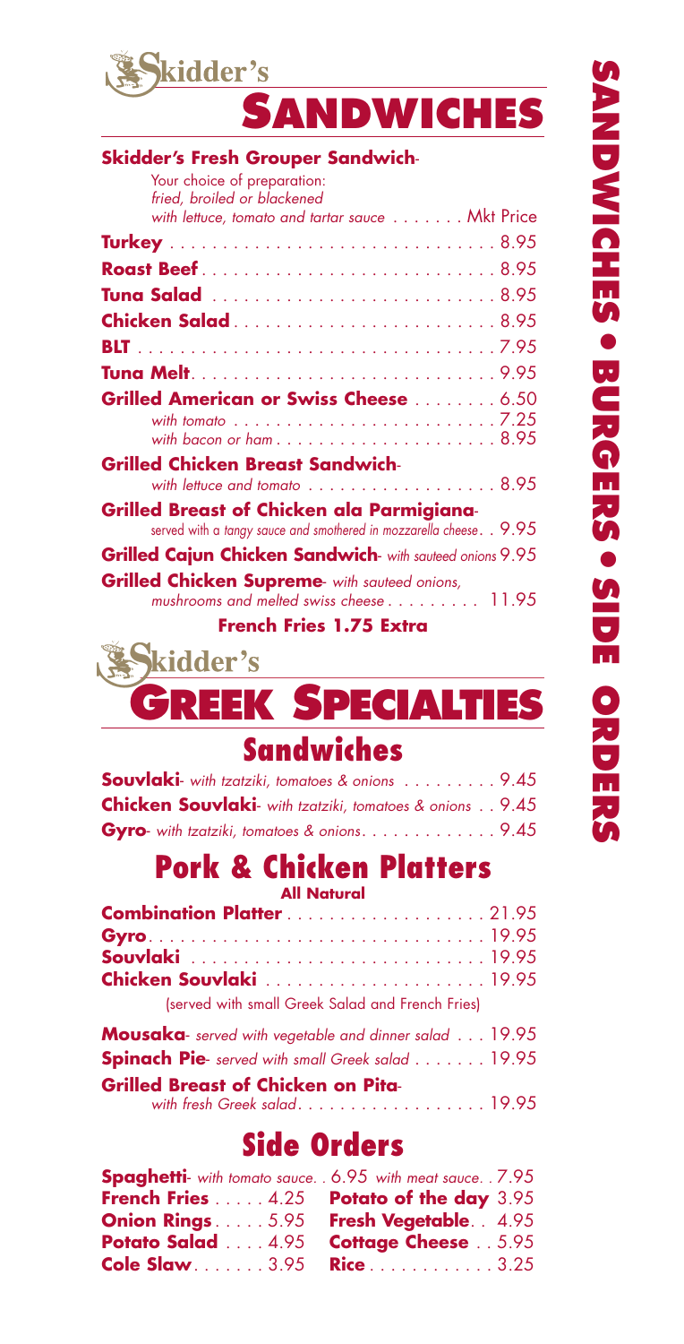Skidder's

# SANDWICHES

**Skidder's Fresh Grouper Sandwich**-
*Your choice of preparation: fried, broiled or blackened with lettuce, tomato and tartar sauce* . . . . . . . Mkt Price

**Turkey** . . . . . . . . . . . . . . . . . . . . . . . . . . . . . . 8.95

**Roast Beef** . . . . . . . . . . . . . . . . . . . . . . . . . . . 8.95

**Tuna Salad** . . . . . . . . . . . . . . . . . . . . . . . . . . 8.95

**Chicken Salad** . . . . . . . . . . . . . . . . . . . . . . . . 8.95

**BLT** . . . . . . . . . . . . . . . . . . . . . . . . . . . . . . . . 7.95

**Tuna Melt** . . . . . . . . . . . . . . . . . . . . . . . . . . . . 9.95

**Grilled American or Swiss Cheese** . . . . . . . . 6.50
*with tomato* . . . . . . . . . . . . . . . . . . . . . . . . . 7.25
*with bacon or ham* . . . . . . . . . . . . . . . . . . . . . 8.95

**Grilled Chicken Breast Sandwich**-
*with lettuce and tomato* . . . . . . . . . . . . . . . . . . 8.95

**Grilled Breast of Chicken ala Parmigiana**-
*served with a tangy sauce and smothered in mozzarella cheese* . . 9.95

**Grilled Cajun Chicken Sandwich**- *with sauteed onions* 9.95

**Grilled Chicken Supreme**- *with sauteed onions, mushrooms and melted swiss cheese* . . . . . . . . . 11.95

**French Fries 1.75 Extra**

Skidder's

# GREEK SPECIALTIES

## Sandwiches

**Souvlaki**- *with tzatziki, tomatoes & onions* . . . . . . . . . 9.45

**Chicken Souvlaki**- *with tzatziki, tomatoes & onions* . . 9.45

**Gyro**- *with tzatziki, tomatoes & onions* . . . . . . . . . . . . 9.45

## Pork & Chicken Platters

**All Natural**

**Combination Platter** . . . . . . . . . . . . . . . . . . 21.95

**Gyro** . . . . . . . . . . . . . . . . . . . . . . . . . . . . . . 19.95

**Souvlaki** . . . . . . . . . . . . . . . . . . . . . . . . . . 19.95

**Chicken Souvlaki** . . . . . . . . . . . . . . . . . . . . 19.95

(served with small Greek Salad and French Fries)

**Mousaka**- *served with vegetable and dinner salad* . . . 19.95

**Spinach Pie**- *served with small Greek salad* . . . . . . . 19.95

**Grilled Breast of Chicken on Pita**-
*with fresh Greek salad* . . . . . . . . . . . . . . . . . . 19.95

## Side Orders

**Spaghetti**- *with tomato sauce* . . 6.95 *with meat sauce* . . 7.95

**French Fries** . . . . . 4.25

**Potato of the day** 3.95

**Onion Rings** . . . . . 5.95

**Fresh Vegetable** . . 4.95

**Potato Salad** . . . . 4.95

**Cottage Cheese** . . 5.95

**Cole Slaw** . . . . . . . 3.95

**Rice** . . . . . . . . . . . . 3.25

SANDWICHES • BURGERS • SIDE ORDERS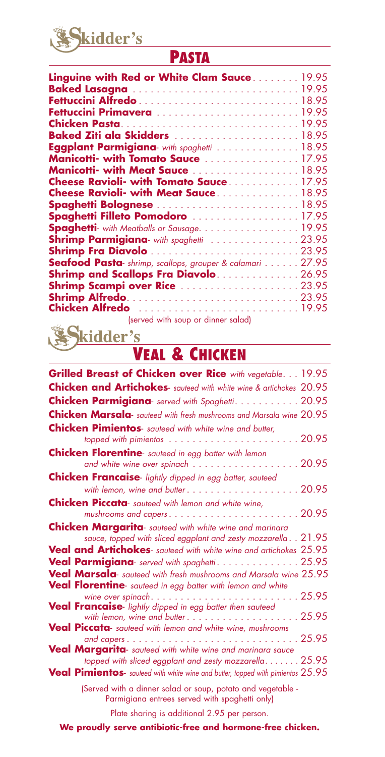# Skidder's

## PASTA

**Linguine with Red or White Clam Sauce** . . . . . . . . 19.95
**Baked Lasagna** . . . . . . . . . . . . . . . . . . . . . . . . . . . 19.95
**Fettuccini Alfredo** . . . . . . . . . . . . . . . . . . . . . . . . . . 18.95
**Fettuccini Primavera** . . . . . . . . . . . . . . . . . . . . . . . 19.95
**Chicken Pasta** . . . . . . . . . . . . . . . . . . . . . . . . . . . . . 19.95
**Baked Ziti ala Skidders** . . . . . . . . . . . . . . . . . . . . 18.95
**Eggplant Parmigiana**- *with spaghetti* . . . . . . . . . . . . . . 18.95
**Manicotti- with Tomato Sauce** . . . . . . . . . . . . . . . 17.95
**Manicotti- with Meat Sauce** . . . . . . . . . . . . . . . . . 18.95
**Cheese Ravioli- with Tomato Sauce** . . . . . . . . . . . . 17.95
**Cheese Ravioli- with Meat Sauce** . . . . . . . . . . . . . . 18.95
**Spaghetti Bolognese** . . . . . . . . . . . . . . . . . . . . . . . 18.95
**Spaghetti Filleto Pomodoro** . . . . . . . . . . . . . . . . . 17.95
**Spaghetti**- *with Meatballs or Sausage* . . . . . . . . . . . . . . . . 19.95
**Shrimp Parmigiana**- *with spaghetti* . . . . . . . . . . . . . . . 23.95
**Shrimp Fra Diavolo** . . . . . . . . . . . . . . . . . . . . . . . . 23.95
**Seafood Pasta**- *shrimp, scallops, grouper & calamari* . . . . . . 27.95
**Shrimp and Scallops Fra Diavolo** . . . . . . . . . . . . . . 26.95
**Shrimp Scampi over Rice** . . . . . . . . . . . . . . . . . . . 23.95
**Shrimp Alfredo** . . . . . . . . . . . . . . . . . . . . . . . . . . . . 23.95
**Chicken Alfredo** . . . . . . . . . . . . . . . . . . . . . . . . . . 19.95

(served with soup or dinner salad)

# Skidder's

## VEAL & CHICKEN

**Grilled Breast of Chicken over Rice** *with vegetable* . . . 19.95
**Chicken and Artichokes**- *sauteed with white wine & artichokes* 20.95
**Chicken Parmigiana**- *served with Spaghetti* . . . . . . . . . . . 20.95
**Chicken Marsala**- *sauteed with fresh mushrooms and Marsala wine* 20.95
**Chicken Pimientos**- *sauteed with white wine and butter, topped with pimientos* . . . . . . . . . . . . . . . . . . . . . 20.95
**Chicken Florentine**- *sauteed in egg batter with lemon and white wine over spinach* . . . . . . . . . . . . . . . . . 20.95
**Chicken Francaise**- *lightly dipped in egg batter, sauteed with lemon, wine and butter* . . . . . . . . . . . . . . . . . 20.95
**Chicken Piccata**- *sauteed with lemon and white wine, mushrooms and capers* . . . . . . . . . . . . . . . . . . . . . 20.95
**Chicken Margarita**- *sauteed with white wine and marinara sauce, topped with sliced eggplant and zesty mozzarella* . . 21.95
**Veal and Artichokes**- *sauteed with white wine and artichokes* 25.95
**Veal Parmigiana**- *served with spaghetti* . . . . . . . . . . . . . 25.95
**Veal Marsala**- *sauteed with fresh mushrooms and Marsala wine* 25.95
**Veal Florentine**- *sauteed in egg batter with lemon and white wine over spinach* . . . . . . . . . . . . . . . . . . . . . . . 25.95
**Veal Francaise**- *lightly dipped in egg batter then sauteed with lemon, wine and butter* . . . . . . . . . . . . . . . . . 25.95
**Veal Piccata**- *sauteed with lemon and white wine, mushrooms and capers* . . . . . . . . . . . . . . . . . . . . . . . . . . . 25.95
**Veal Margarita**- *sauteed with white wine and marinara sauce topped with sliced eggplant and zesty mozzarella* . . . . . . . 25.95
**Veal Pimientos**- *sauteed with white wine and butter, topped with pimientos* 25.95

(Served with a dinner salad or soup, potato and vegetable - Parmigiana entrees served with spaghetti only)

Plate sharing is additional 2.95 per person.

**We proudly serve antibiotic-free and hormone-free chicken.**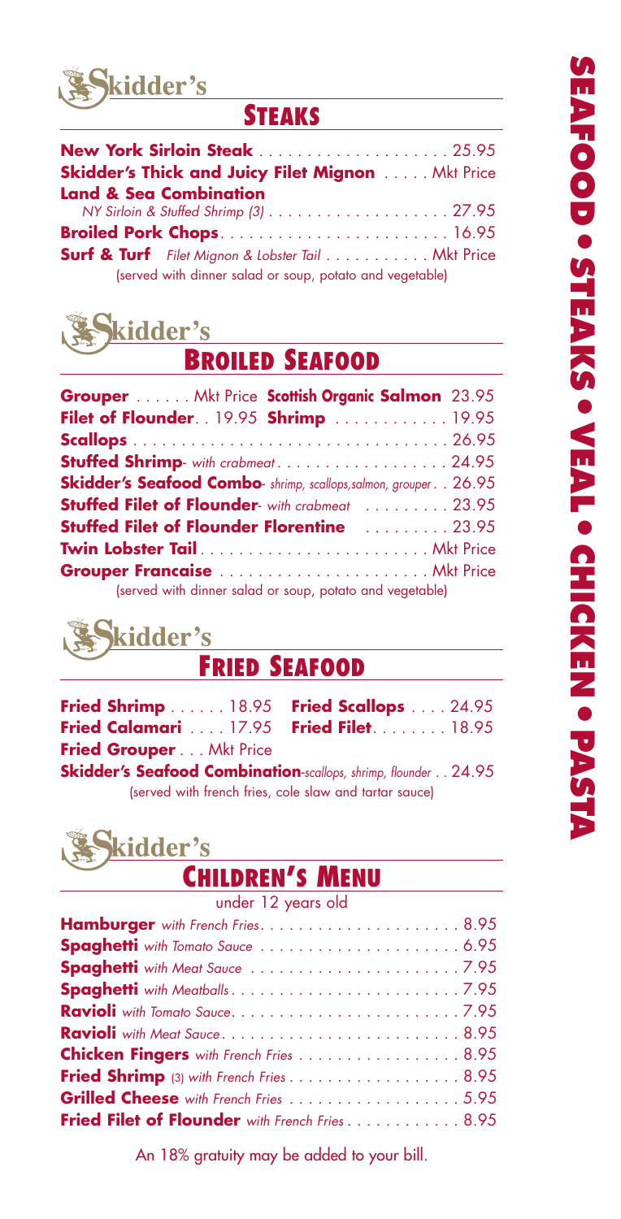## Skidder's

# STEAKS

**New York Sirloin Steak** . . . . . . . . . . . . . . . . . . . . 25.95

**Skidder's Thick and Juicy Filet Mignon** . . . . . Mkt Price

**Land & Sea Combination**
*NY Sirloin & Stuffed Shrimp (3)* . . . . . . . . . . . . . . . . . . . 27.95

**Broiled Pork Chops** . . . . . . . . . . . . . . . . . . . . . . . . 16.95

**Surf & Turf** *Filet Mignon & Lobster Tail* . . . . . . . . . . . Mkt Price

(served with dinner salad or soup, potato and vegetable)

## Skidder's

# BROILED SEAFOOD

**Grouper** . . . . . . Mkt Price **Scottish Organic Salmon** 23.95

**Filet of Flounder** . . 19.95 **Shrimp** . . . . . . . . . . . . 19.95

**Scallops** . . . . . . . . . . . . . . . . . . . . . . . . . . . . . . . . 26.95

**Stuffed Shrimp**- *with crabmeat* . . . . . . . . . . . . . . . . . . 24.95

**Skidder's Seafood Combo**- *shrimp, scallops,salmon, grouper* . . 26.95

**Stuffed Filet of Flounder**- *with crabmeat* . . . . . . . . . 23.95

**Stuffed Filet of Flounder Florentine** . . . . . . . . . 23.95

**Twin Lobster Tail** . . . . . . . . . . . . . . . . . . . . . . . . Mkt Price

**Grouper Francaise** . . . . . . . . . . . . . . . . . . . . . Mkt Price

(served with dinner salad or soup, potato and vegetable)

## Skidder's

# FRIED SEAFOOD

**Fried Shrimp** . . . . . . 18.95 **Fried Scallops** . . . . 24.95

**Fried Calamari** . . . . 17.95 **Fried Filet** . . . . . . . . 18.95

**Fried Grouper** . . . Mkt Price

**Skidder's Seafood Combination**-*scallops, shrimp, flounder* . . 24.95

(served with french fries, cole slaw and tartar sauce)

## Skidder's

# CHILDREN'S MENU

under 12 years old

**Hamburger** *with French Fries* . . . . . . . . . . . . . . . . . . . . 8.95

**Spaghetti** *with Tomato Sauce* . . . . . . . . . . . . . . . . . . . . 6.95

**Spaghetti** *with Meat Sauce* . . . . . . . . . . . . . . . . . . . . . 7.95

**Spaghetti** *with Meatballs* . . . . . . . . . . . . . . . . . . . . . . . 7.95

**Ravioli** *with Tomato Sauce* . . . . . . . . . . . . . . . . . . . . . . . 7.95

**Ravioli** *with Meat Sauce* . . . . . . . . . . . . . . . . . . . . . . . . 8.95

**Chicken Fingers** *with French Fries* . . . . . . . . . . . . . . . . 8.95

**Fried Shrimp** *(3) with French Fries* . . . . . . . . . . . . . . . . . 8.95

**Grilled Cheese** *with French Fries* . . . . . . . . . . . . . . . . . 5.95

**Fried Filet of Flounder** *with French Fries* . . . . . . . . . . . 8.95

An 18% gratuity may be added to your bill.

SEAFOOD • STEAKS • VEAL • CHICKEN • PASTA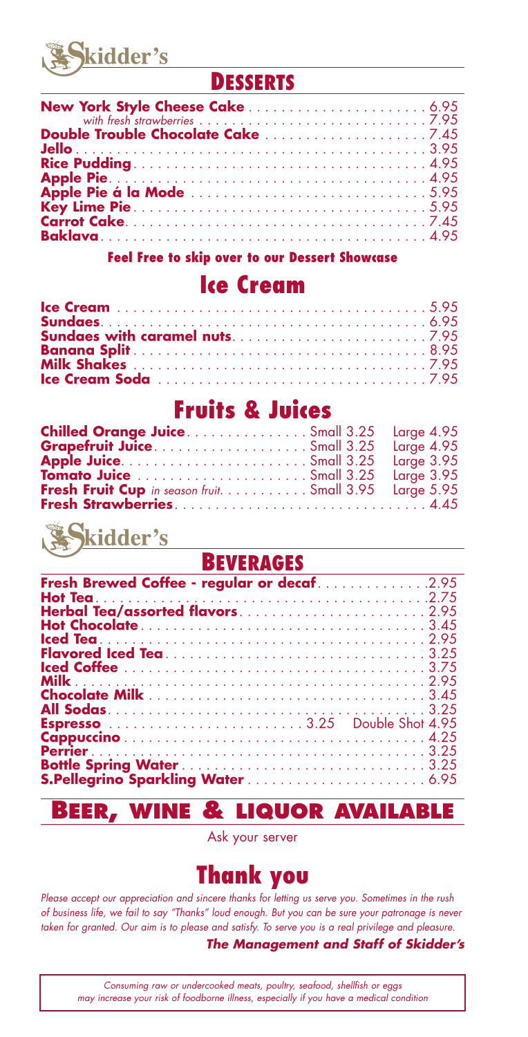# Skidder's

## DESSERTS

| | |
|---|---|
| **New York Style Cheese Cake** | 6.95 |
| *with fresh strawberries* | 7.95 |
| **Double Trouble Chocolate Cake** | 7.45 |
| **Jello** | 3.95 |
| **Rice Pudding** | 4.95 |
| **Apple Pie** | 4.95 |
| **Apple Pie á la Mode** | 5.95 |
| **Key Lime Pie** | 5.95 |
| **Carrot Cake** | 7.45 |
| **Baklava** | 4.95 |

**Feel Free to skip over to our Dessert Showcase**

## Ice Cream

| | |
|---|---|
| **Ice Cream** | 5.95 |
| **Sundaes** | 6.95 |
| **Sundaes with caramel nuts** | 7.95 |
| **Banana Split** | 8.95 |
| **Milk Shakes** | 7.95 |
| **Ice Cream Soda** | 7.95 |

## Fruits & Juices

| | | |
|---|---|---|
| **Chilled Orange Juice** | Small 3.25 | Large 4.95 |
| **Grapefruit Juice** | Small 3.25 | Large 4.95 |
| **Apple Juice** | Small 3.25 | Large 3.95 |
| **Tomato Juice** | Small 3.25 | Large 3.95 |
| **Fresh Fruit Cup** *in season fruit.* | Small 3.95 | Large 5.95 |
| **Fresh Strawberries** | | 4.45 |

# Skidder's

## BEVERAGES

| | |
|---|---|
| **Fresh Brewed Coffee - regular or decaf** | 2.95 |
| **Hot Tea** | 2.75 |
| **Herbal Tea/assorted flavors** | 2.95 |
| **Hot Chocolate** | 3.45 |
| **Iced Tea** | 2.95 |
| **Flavored Iced Tea** | 3.25 |
| **Iced Coffee** | 3.75 |
| **Milk** | 2.95 |
| **Chocolate Milk** | 3.45 |
| **All Sodas** | 3.25 |
| **Espresso** | 3.25 Double Shot 4.95 |
| **Cappuccino** | 4.25 |
| **Perrier** | 3.25 |
| **Bottle Spring Water** | 3.25 |
| **S.Pellegrino Sparkling Water** | 6.95 |

## BEER, WINE & LIQUOR AVAILABLE

Ask your server

## Thank you

*Please accept our appreciation and sincere thanks for letting us serve you. Sometimes in the rush of business life, we fail to say "Thanks" loud enough. But you can be sure your patronage is never taken for granted. Our aim is to please and satisfy. To serve you is a real privilege and pleasure.*

***The Management and Staff of Skidder's***

*Consuming raw or undercooked meats, poultry, seafood, shellfish or eggs may increase your risk of foodborne illness, especially if you have a medical condition*